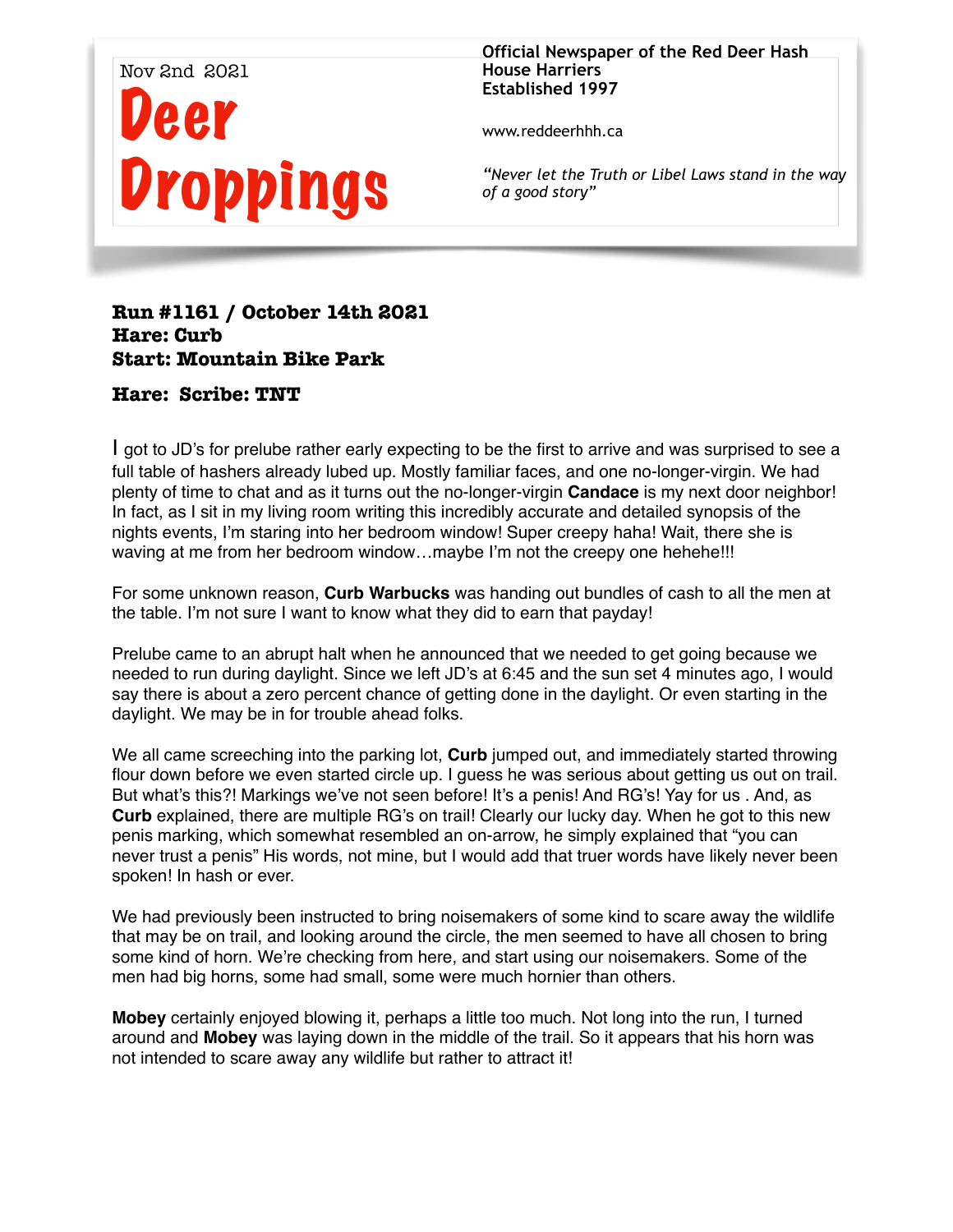Nov 2nd 2021

# Deer Droppings

**Official Newspaper of the Red Deer Hash House Harriers**
**Established 1997**

www.reddeerhhh.ca

*"Never let the Truth or Libel Laws stand in the way of a good story"*

### Run #1161 / October 14th 2021
### Hare: Curb
### Start: Mountain Bike Park

### Hare: Scribe: TNT

I got to JD's for prelube rather early expecting to be the first to arrive and was surprised to see a full table of hashers already lubed up. Mostly familiar faces, and one no-longer-virgin. We had plenty of time to chat and as it turns out the no-longer-virgin **Candace** is my next door neighbor! In fact, as I sit in my living room writing this incredibly accurate and detailed synopsis of the nights events, I'm staring into her bedroom window! Super creepy haha! Wait, there she is waving at me from her bedroom window…maybe I'm not the creepy one hehehe!!!

For some unknown reason, **Curb Warbucks** was handing out bundles of cash to all the men at the table. I'm not sure I want to know what they did to earn that payday!

Prelube came to an abrupt halt when he announced that we needed to get going because we needed to run during daylight. Since we left JD's at 6:45 and the sun set 4 minutes ago, I would say there is about a zero percent chance of getting done in the daylight. Or even starting in the daylight. We may be in for trouble ahead folks.

We all came screeching into the parking lot, **Curb** jumped out, and immediately started throwing flour down before we even started circle up. I guess he was serious about getting us out on trail. But what's this?! Markings we've not seen before! It's a penis! And RG's! Yay for us . And, as **Curb** explained, there are multiple RG's on trail! Clearly our lucky day. When he got to this new penis marking, which somewhat resembled an on-arrow, he simply explained that "you can never trust a penis" His words, not mine, but I would add that truer words have likely never been spoken! In hash or ever.

We had previously been instructed to bring noisemakers of some kind to scare away the wildlife that may be on trail, and looking around the circle, the men seemed to have all chosen to bring some kind of horn. We're checking from here, and start using our noisemakers. Some of the men had big horns, some had small, some were much hornier than others.

**Mobey** certainly enjoyed blowing it, perhaps a little too much. Not long into the run, I turned around and **Mobey** was laying down in the middle of the trail. So it appears that his horn was not intended to scare away any wildlife but rather to attract it!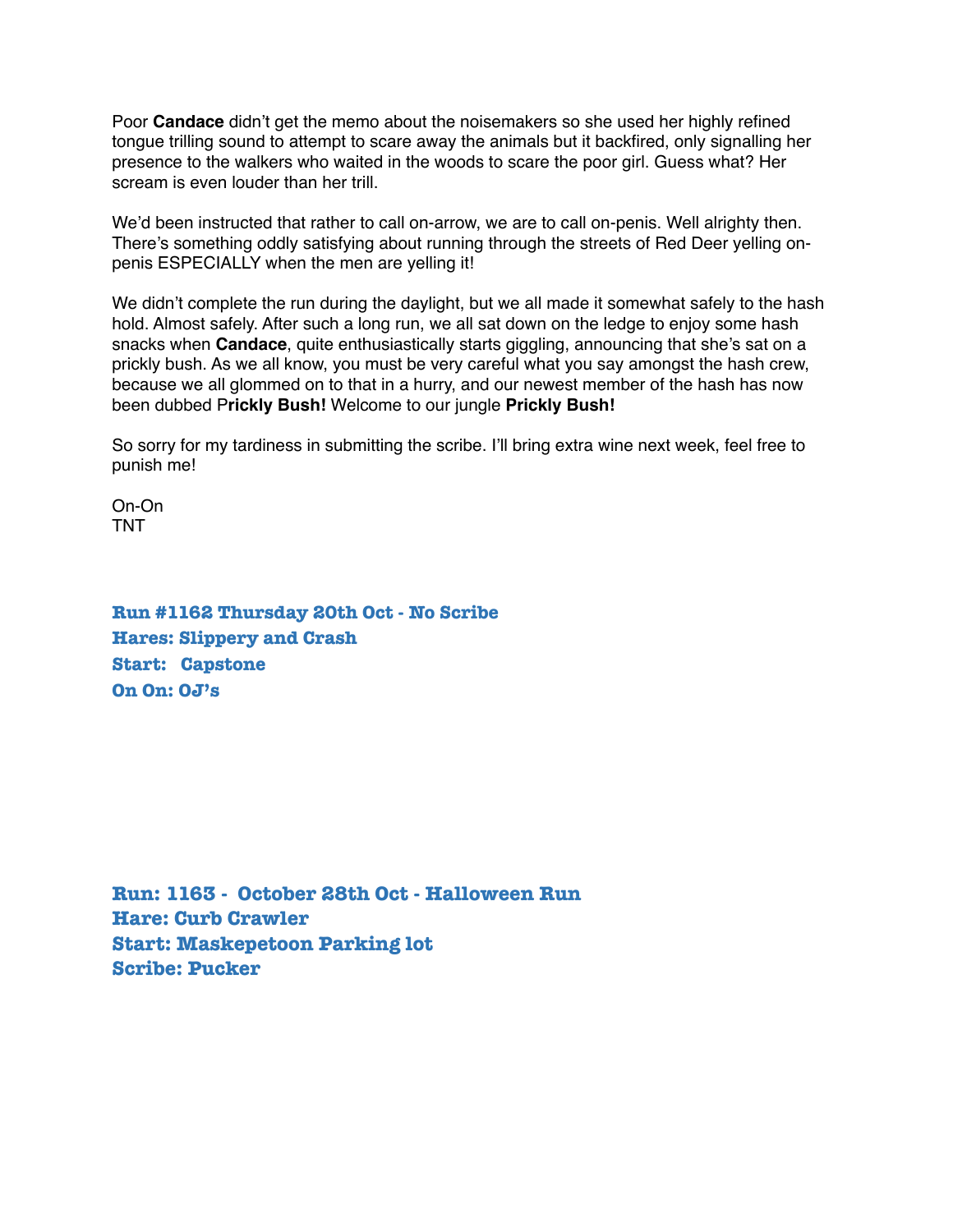Poor **Candace** didn't get the memo about the noisemakers so she used her highly refined tongue trilling sound to attempt to scare away the animals but it backfired, only signalling her presence to the walkers who waited in the woods to scare the poor girl. Guess what? Her scream is even louder than her trill.

We'd been instructed that rather to call on-arrow, we are to call on-penis. Well alrighty then. There's something oddly satisfying about running through the streets of Red Deer yelling on-penis ESPECIALLY when the men are yelling it!

We didn't complete the run during the daylight, but we all made it somewhat safely to the hash hold. Almost safely. After such a long run, we all sat down on the ledge to enjoy some hash snacks when **Candace**, quite enthusiastically starts giggling, announcing that she's sat on a prickly bush. As we all know, you must be very careful what you say amongst the hash crew, because we all glommed on to that in a hurry, and our newest member of the hash has now been dubbed P**rickly Bush!** Welcome to our jungle **Prickly Bush!**

So sorry for my tardiness in submitting the scribe. I'll bring extra wine next week, feel free to punish me!

On-On
TNT

**Run #1162 Thursday 20th Oct - No Scribe**
**Hares: Slippery and Crash**
**Start: Capstone**
**On On: OJ's**

**Run: 1163 - October 28th Oct - Halloween Run**
**Hare: Curb Crawler**
**Start: Maskepetoon Parking lot**
**Scribe: Pucker**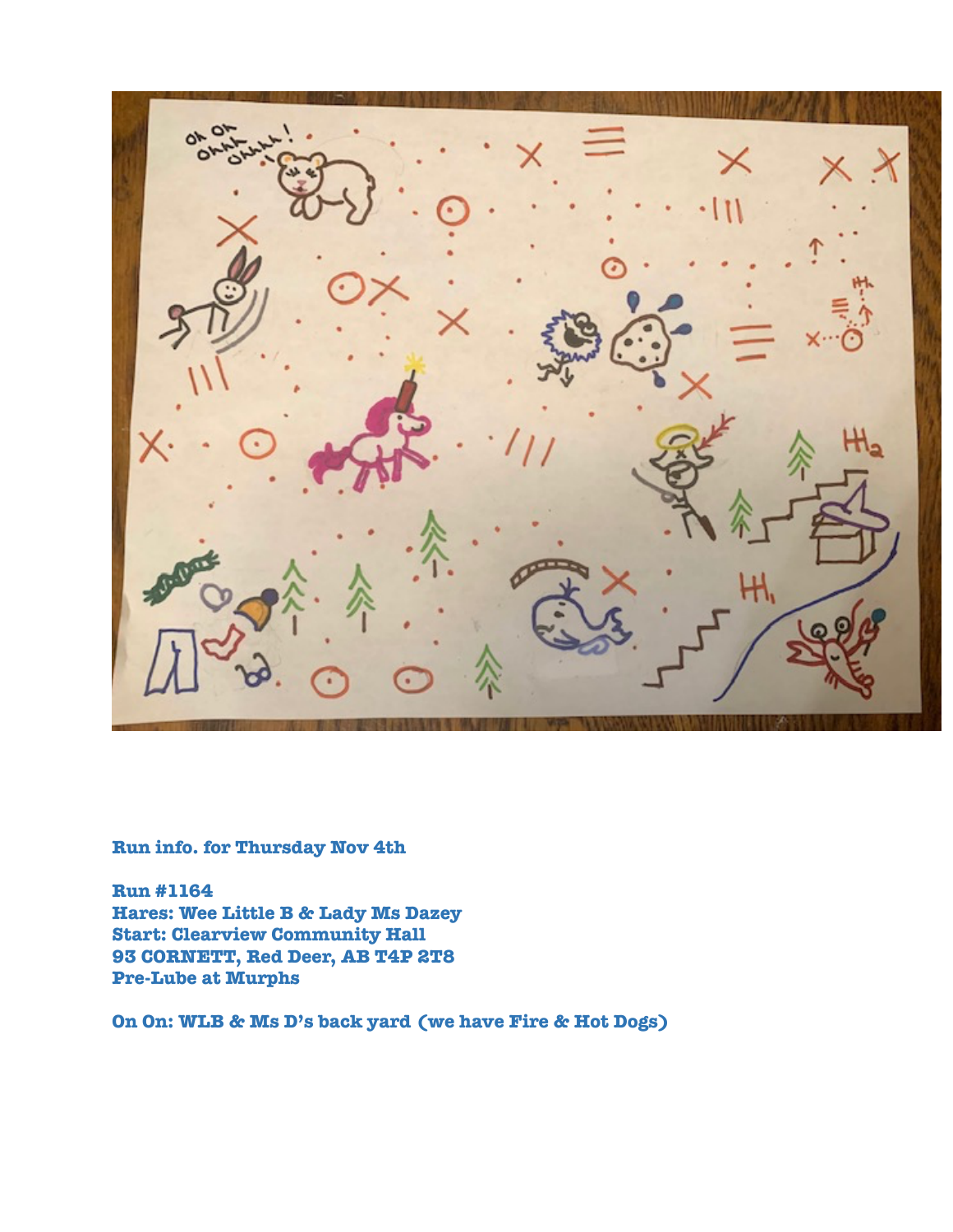**Run info. for Thursday Nov 4th**

**Run #1164**
**Hares: Wee Little B & Lady Ms Dazey**
**Start: Clearview Community Hall**
**93 CORNETT, Red Deer, AB T4P 2T8**
**Pre-Lube at Murphs**

**On On: WLB & Ms D's back yard (we have Fire & Hot Dogs)**